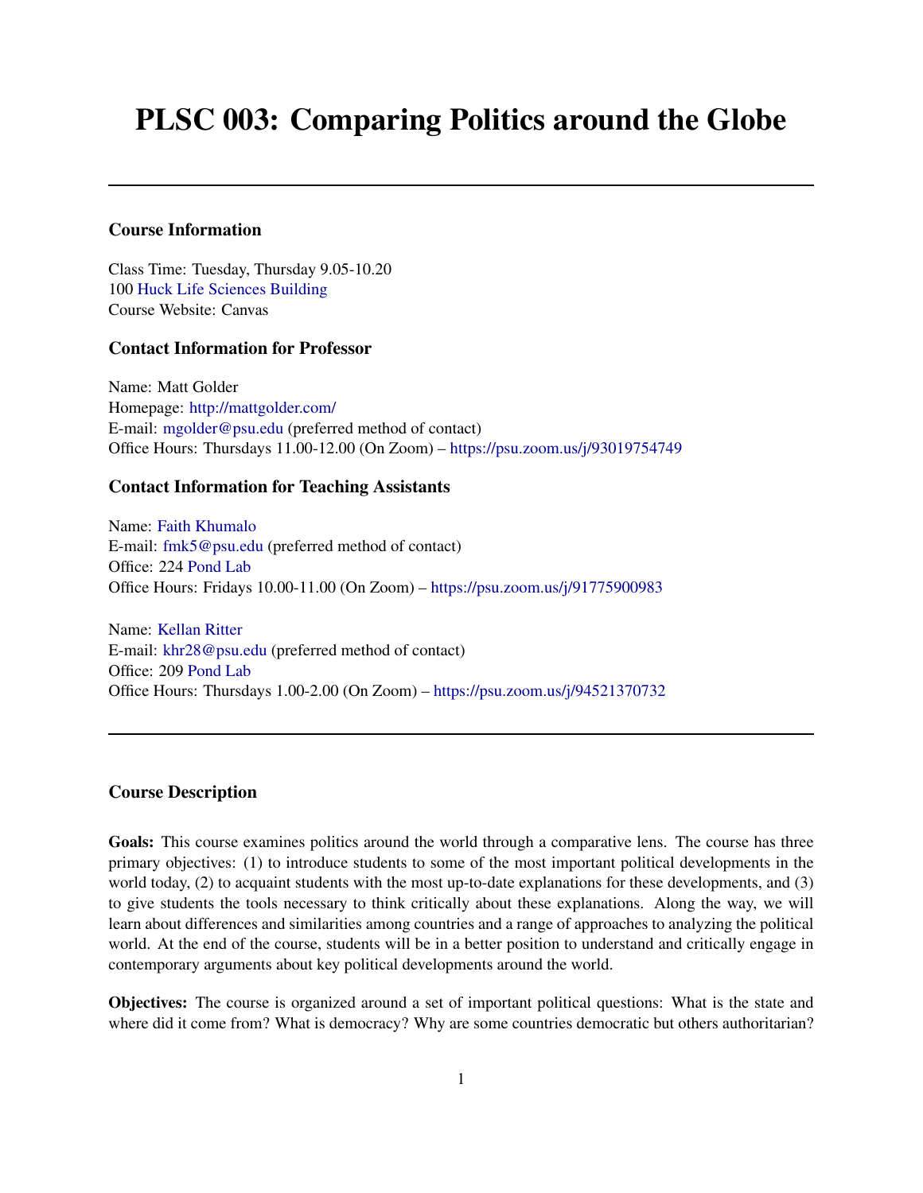# PLSC 003: Comparing Politics around the Globe

---

### Course Information

Class Time: Tuesday, Thursday 9.05-10.20
100 Huck Life Sciences Building
Course Website: Canvas

### Contact Information for Professor

Name: Matt Golder
Homepage: http://mattgolder.com/
E-mail: mgolder@psu.edu (preferred method of contact)
Office Hours: Thursdays 11.00-12.00 (On Zoom) – https://psu.zoom.us/j/93019754749

### Contact Information for Teaching Assistants

Name: Faith Khumalo
E-mail: fmk5@psu.edu (preferred method of contact)
Office: 224 Pond Lab
Office Hours: Fridays 10.00-11.00 (On Zoom) – https://psu.zoom.us/j/91775900983

Name: Kellan Ritter
E-mail: khr28@psu.edu (preferred method of contact)
Office: 209 Pond Lab
Office Hours: Thursdays 1.00-2.00 (On Zoom) – https://psu.zoom.us/j/94521370732

---

### Course Description

**Goals:** This course examines politics around the world through a comparative lens. The course has three primary objectives: (1) to introduce students to some of the most important political developments in the world today, (2) to acquaint students with the most up-to-date explanations for these developments, and (3) to give students the tools necessary to think critically about these explanations. Along the way, we will learn about differences and similarities among countries and a range of approaches to analyzing the political world. At the end of the course, students will be in a better position to understand and critically engage in contemporary arguments about key political developments around the world.

**Objectives:** The course is organized around a set of important political questions: What is the state and where did it come from? What is democracy? Why are some countries democratic but others authoritarian?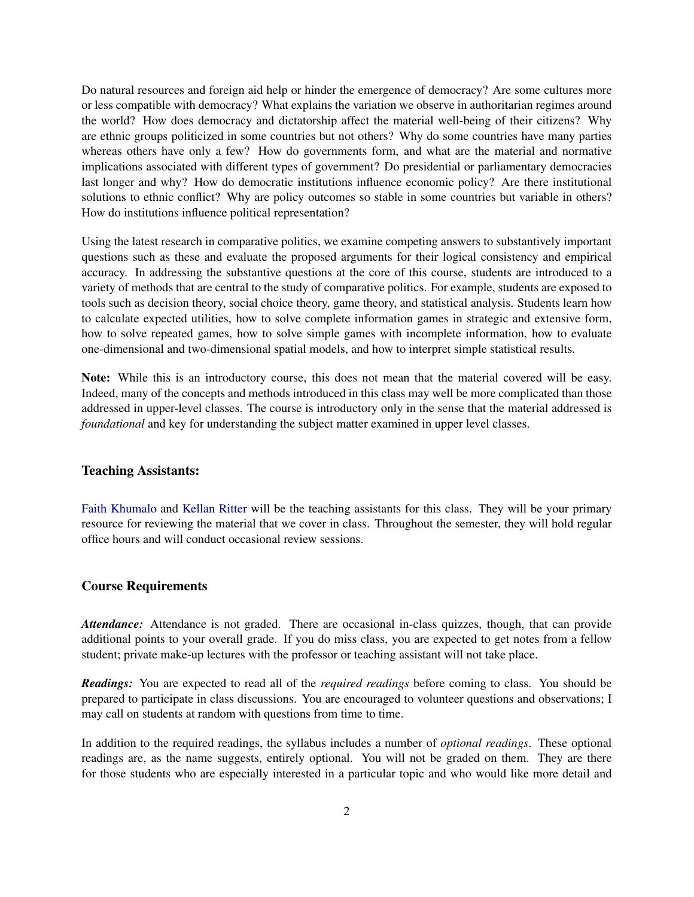Do natural resources and foreign aid help or hinder the emergence of democracy? Are some cultures more or less compatible with democracy? What explains the variation we observe in authoritarian regimes around the world? How does democracy and dictatorship affect the material well-being of their citizens? Why are ethnic groups politicized in some countries but not others? Why do some countries have many parties whereas others have only a few? How do governments form, and what are the material and normative implications associated with different types of government? Do presidential or parliamentary democracies last longer and why? How do democratic institutions influence economic policy? Are there institutional solutions to ethnic conflict? Why are policy outcomes so stable in some countries but variable in others? How do institutions influence political representation?

Using the latest research in comparative politics, we examine competing answers to substantively important questions such as these and evaluate the proposed arguments for their logical consistency and empirical accuracy. In addressing the substantive questions at the core of this course, students are introduced to a variety of methods that are central to the study of comparative politics. For example, students are exposed to tools such as decision theory, social choice theory, game theory, and statistical analysis. Students learn how to calculate expected utilities, how to solve complete information games in strategic and extensive form, how to solve repeated games, how to solve simple games with incomplete information, how to evaluate one-dimensional and two-dimensional spatial models, and how to interpret simple statistical results.

**Note:** While this is an introductory course, this does not mean that the material covered will be easy. Indeed, many of the concepts and methods introduced in this class may well be more complicated than those addressed in upper-level classes. The course is introductory only in the sense that the material addressed is *foundational* and key for understanding the subject matter examined in upper level classes.

### Teaching Assistants:

Faith Khumalo and Kellan Ritter will be the teaching assistants for this class. They will be your primary resource for reviewing the material that we cover in class. Throughout the semester, they will hold regular office hours and will conduct occasional review sessions.

### Course Requirements

***Attendance:*** Attendance is not graded. There are occasional in-class quizzes, though, that can provide additional points to your overall grade. If you do miss class, you are expected to get notes from a fellow student; private make-up lectures with the professor or teaching assistant will not take place.

***Readings:*** You are expected to read all of the *required readings* before coming to class. You should be prepared to participate in class discussions. You are encouraged to volunteer questions and observations; I may call on students at random with questions from time to time.

In addition to the required readings, the syllabus includes a number of *optional readings*. These optional readings are, as the name suggests, entirely optional. You will not be graded on them. They are there for those students who are especially interested in a particular topic and who would like more detail and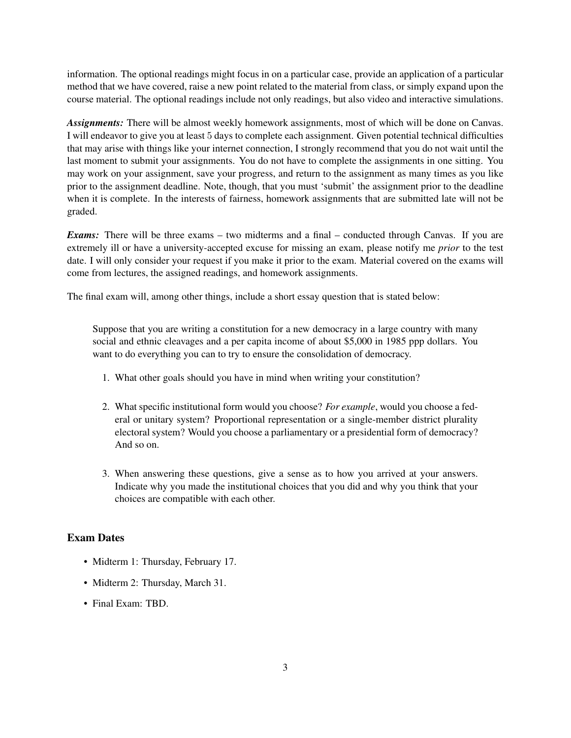information. The optional readings might focus in on a particular case, provide an application of a particular method that we have covered, raise a new point related to the material from class, or simply expand upon the course material. The optional readings include not only readings, but also video and interactive simulations.

***Assignments:*** There will be almost weekly homework assignments, most of which will be done on Canvas. I will endeavor to give you at least 5 days to complete each assignment. Given potential technical difficulties that may arise with things like your internet connection, I strongly recommend that you do not wait until the last moment to submit your assignments. You do not have to complete the assignments in one sitting. You may work on your assignment, save your progress, and return to the assignment as many times as you like prior to the assignment deadline. Note, though, that you must 'submit' the assignment prior to the deadline when it is complete. In the interests of fairness, homework assignments that are submitted late will not be graded.

***Exams:*** There will be three exams – two midterms and a final – conducted through Canvas. If you are extremely ill or have a university-accepted excuse for missing an exam, please notify me *prior* to the test date. I will only consider your request if you make it prior to the exam. Material covered on the exams will come from lectures, the assigned readings, and homework assignments.

The final exam will, among other things, include a short essay question that is stated below:

> Suppose that you are writing a constitution for a new democracy in a large country with many social and ethnic cleavages and a per capita income of about $5,000 in 1985 ppp dollars. You want to do everything you can to try to ensure the consolidation of democracy.
>
> 1. What other goals should you have in mind when writing your constitution?
>
> 2. What specific institutional form would you choose? *For example*, would you choose a federal or unitary system? Proportional representation or a single-member district plurality electoral system? Would you choose a parliamentary or a presidential form of democracy? And so on.
>
> 3. When answering these questions, give a sense as to how you arrived at your answers. Indicate why you made the institutional choices that you did and why you think that your choices are compatible with each other.

## Exam Dates

- Midterm 1: Thursday, February 17.
- Midterm 2: Thursday, March 31.
- Final Exam: TBD.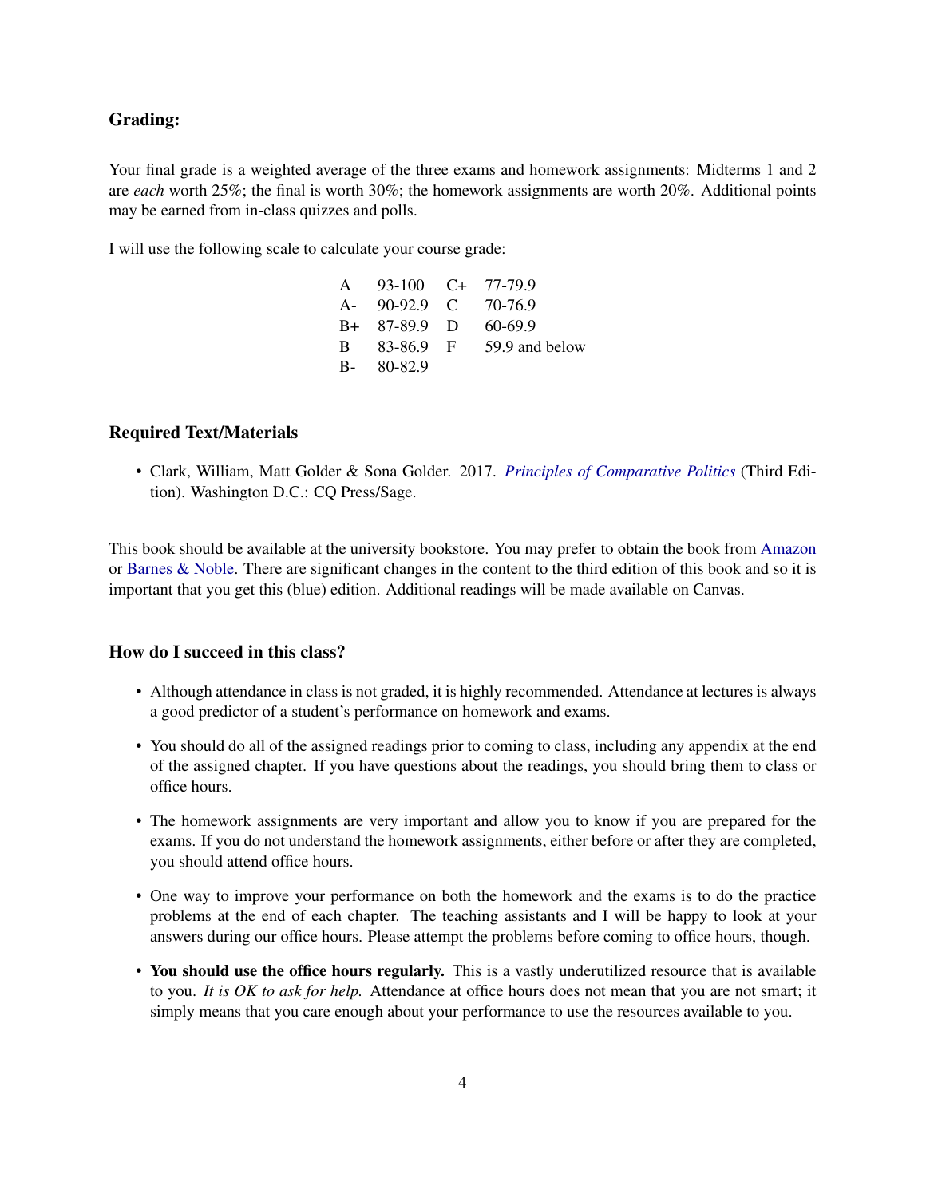## Grading:

Your final grade is a weighted average of the three exams and homework assignments: Midterms 1 and 2 are *each* worth 25%; the final is worth 30%; the homework assignments are worth 20%. Additional points may be earned from in-class quizzes and polls.

I will use the following scale to calculate your course grade:

| | | | |
|---|---|---|---|
| A | 93-100 | C+ | 77-79.9 |
| A- | 90-92.9 | C | 70-76.9 |
| B+ | 87-89.9 | D | 60-69.9 |
| B | 83-86.9 | F | 59.9 and below |
| B- | 80-82.9 | | |

## Required Text/Materials

- Clark, William, Matt Golder & Sona Golder. 2017. *Principles of Comparative Politics* (Third Edition). Washington D.C.: CQ Press/Sage.

This book should be available at the university bookstore. You may prefer to obtain the book from Amazon or Barnes & Noble. There are significant changes in the content to the third edition of this book and so it is important that you get this (blue) edition. Additional readings will be made available on Canvas.

## How do I succeed in this class?

- Although attendance in class is not graded, it is highly recommended. Attendance at lectures is always a good predictor of a student's performance on homework and exams.
- You should do all of the assigned readings prior to coming to class, including any appendix at the end of the assigned chapter. If you have questions about the readings, you should bring them to class or office hours.
- The homework assignments are very important and allow you to know if you are prepared for the exams. If you do not understand the homework assignments, either before or after they are completed, you should attend office hours.
- One way to improve your performance on both the homework and the exams is to do the practice problems at the end of each chapter. The teaching assistants and I will be happy to look at your answers during our office hours. Please attempt the problems before coming to office hours, though.
- **You should use the office hours regularly.** This is a vastly underutilized resource that is available to you. *It is OK to ask for help.* Attendance at office hours does not mean that you are not smart; it simply means that you care enough about your performance to use the resources available to you.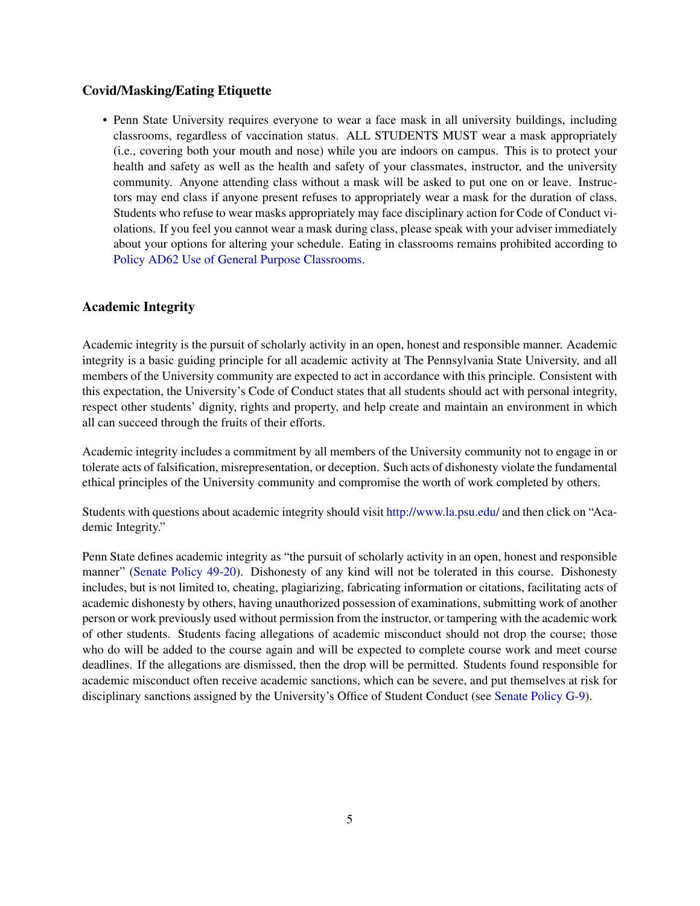### Covid/Masking/Eating Etiquette

- Penn State University requires everyone to wear a face mask in all university buildings, including classrooms, regardless of vaccination status. ALL STUDENTS MUST wear a mask appropriately (i.e., covering both your mouth and nose) while you are indoors on campus. This is to protect your health and safety as well as the health and safety of your classmates, instructor, and the university community. Anyone attending class without a mask will be asked to put one on or leave. Instructors may end class if anyone present refuses to appropriately wear a mask for the duration of class. Students who refuse to wear masks appropriately may face disciplinary action for Code of Conduct violations. If you feel you cannot wear a mask during class, please speak with your adviser immediately about your options for altering your schedule. Eating in classrooms remains prohibited according to Policy AD62 Use of General Purpose Classrooms.

### Academic Integrity

Academic integrity is the pursuit of scholarly activity in an open, honest and responsible manner. Academic integrity is a basic guiding principle for all academic activity at The Pennsylvania State University, and all members of the University community are expected to act in accordance with this principle. Consistent with this expectation, the University's Code of Conduct states that all students should act with personal integrity, respect other students' dignity, rights and property, and help create and maintain an environment in which all can succeed through the fruits of their efforts.

Academic integrity includes a commitment by all members of the University community not to engage in or tolerate acts of falsification, misrepresentation, or deception. Such acts of dishonesty violate the fundamental ethical principles of the University community and compromise the worth of work completed by others.

Students with questions about academic integrity should visit http://www.la.psu.edu/ and then click on "Academic Integrity."

Penn State defines academic integrity as "the pursuit of scholarly activity in an open, honest and responsible manner" (Senate Policy 49-20). Dishonesty of any kind will not be tolerated in this course. Dishonesty includes, but is not limited to, cheating, plagiarizing, fabricating information or citations, facilitating acts of academic dishonesty by others, having unauthorized possession of examinations, submitting work of another person or work previously used without permission from the instructor, or tampering with the academic work of other students. Students facing allegations of academic misconduct should not drop the course; those who do will be added to the course again and will be expected to complete course work and meet course deadlines. If the allegations are dismissed, then the drop will be permitted. Students found responsible for academic misconduct often receive academic sanctions, which can be severe, and put themselves at risk for disciplinary sanctions assigned by the University's Office of Student Conduct (see Senate Policy G-9).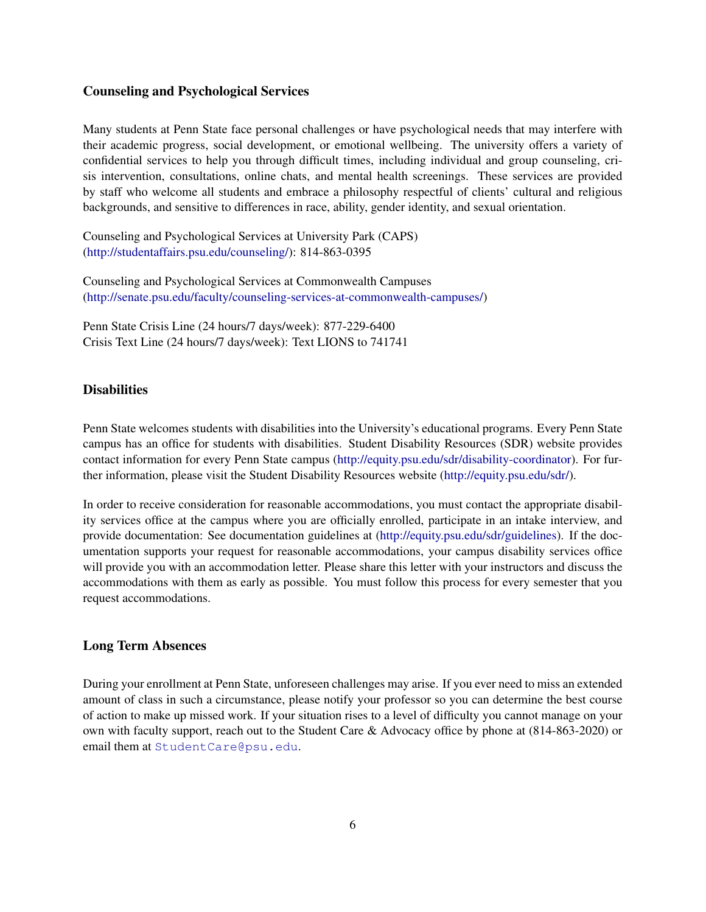### Counseling and Psychological Services

Many students at Penn State face personal challenges or have psychological needs that may interfere with their academic progress, social development, or emotional wellbeing. The university offers a variety of confidential services to help you through difficult times, including individual and group counseling, crisis intervention, consultations, online chats, and mental health screenings. These services are provided by staff who welcome all students and embrace a philosophy respectful of clients' cultural and religious backgrounds, and sensitive to differences in race, ability, gender identity, and sexual orientation.

Counseling and Psychological Services at University Park (CAPS)
(http://studentaffairs.psu.edu/counseling/): 814-863-0395

Counseling and Psychological Services at Commonwealth Campuses
(http://senate.psu.edu/faculty/counseling-services-at-commonwealth-campuses/)

Penn State Crisis Line (24 hours/7 days/week): 877-229-6400
Crisis Text Line (24 hours/7 days/week): Text LIONS to 741741

### Disabilities

Penn State welcomes students with disabilities into the University's educational programs. Every Penn State campus has an office for students with disabilities. Student Disability Resources (SDR) website provides contact information for every Penn State campus (http://equity.psu.edu/sdr/disability-coordinator). For further information, please visit the Student Disability Resources website (http://equity.psu.edu/sdr/).

In order to receive consideration for reasonable accommodations, you must contact the appropriate disability services office at the campus where you are officially enrolled, participate in an intake interview, and provide documentation: See documentation guidelines at (http://equity.psu.edu/sdr/guidelines). If the documentation supports your request for reasonable accommodations, your campus disability services office will provide you with an accommodation letter. Please share this letter with your instructors and discuss the accommodations with them as early as possible. You must follow this process for every semester that you request accommodations.

### Long Term Absences

During your enrollment at Penn State, unforeseen challenges may arise. If you ever need to miss an extended amount of class in such a circumstance, please notify your professor so you can determine the best course of action to make up missed work. If your situation rises to a level of difficulty you cannot manage on your own with faculty support, reach out to the Student Care & Advocacy office by phone at (814-863-2020) or email them at StudentCare@psu.edu.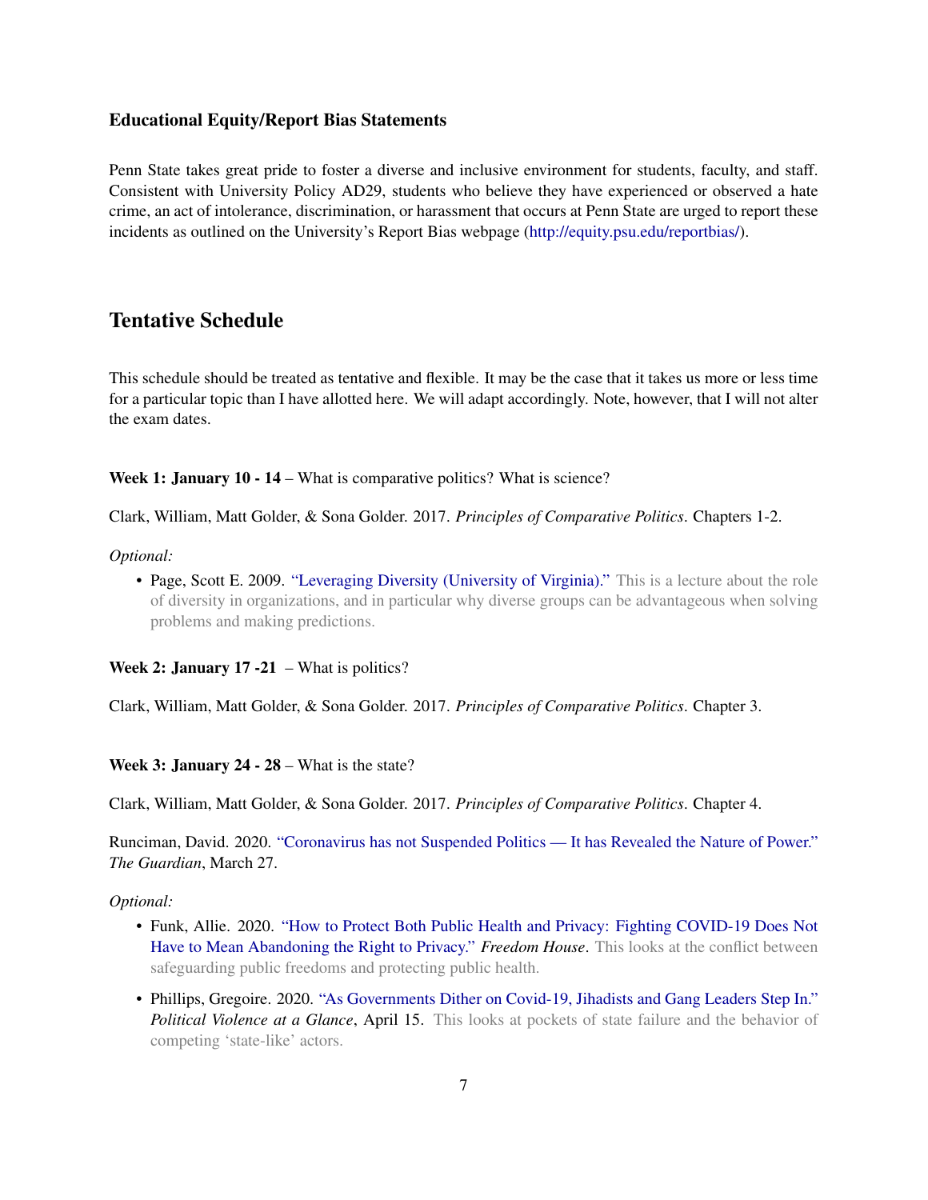### Educational Equity/Report Bias Statements

Penn State takes great pride to foster a diverse and inclusive environment for students, faculty, and staff. Consistent with University Policy AD29, students who believe they have experienced or observed a hate crime, an act of intolerance, discrimination, or harassment that occurs at Penn State are urged to report these incidents as outlined on the University's Report Bias webpage (http://equity.psu.edu/reportbias/).

## Tentative Schedule

This schedule should be treated as tentative and flexible. It may be the case that it takes us more or less time for a particular topic than I have allotted here. We will adapt accordingly. Note, however, that I will not alter the exam dates.

**Week 1: January 10 - 14** – What is comparative politics? What is science?

Clark, William, Matt Golder, & Sona Golder. 2017. *Principles of Comparative Politics*. Chapters 1-2.

*Optional:*

- Page, Scott E. 2009. "Leveraging Diversity (University of Virginia)." This is a lecture about the role of diversity in organizations, and in particular why diverse groups can be advantageous when solving problems and making predictions.

**Week 2: January 17 -21** – What is politics?

Clark, William, Matt Golder, & Sona Golder. 2017. *Principles of Comparative Politics*. Chapter 3.

**Week 3: January 24 - 28** – What is the state?

Clark, William, Matt Golder, & Sona Golder. 2017. *Principles of Comparative Politics*. Chapter 4.

Runciman, David. 2020. "Coronavirus has not Suspended Politics — It has Revealed the Nature of Power." *The Guardian*, March 27.

*Optional:*

- Funk, Allie. 2020. "How to Protect Both Public Health and Privacy: Fighting COVID-19 Does Not Have to Mean Abandoning the Right to Privacy." *Freedom House*. This looks at the conflict between safeguarding public freedoms and protecting public health.
- Phillips, Gregoire. 2020. "As Governments Dither on Covid-19, Jihadists and Gang Leaders Step In." *Political Violence at a Glance*, April 15. This looks at pockets of state failure and the behavior of competing 'state-like' actors.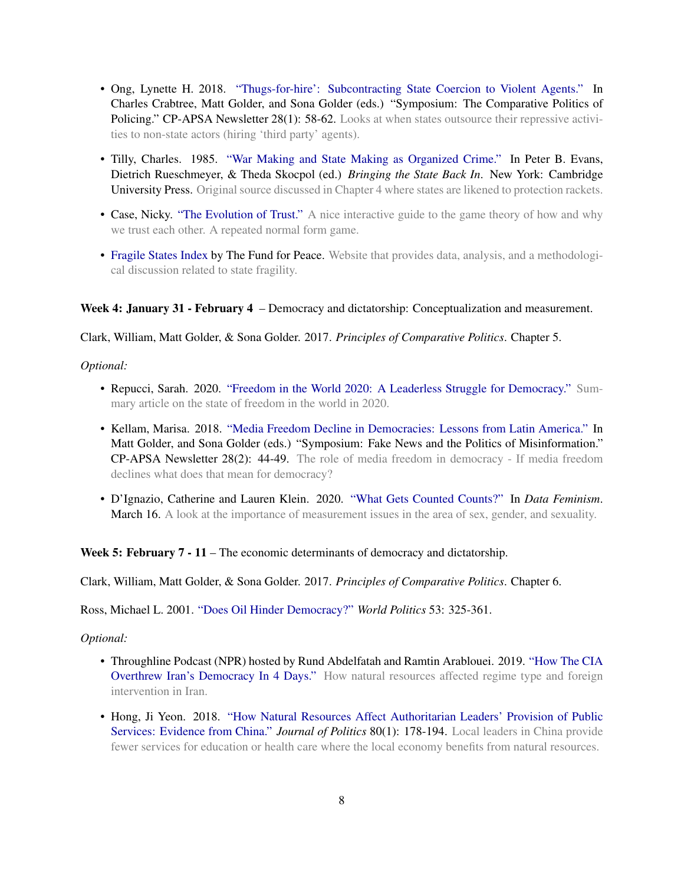- Ong, Lynette H. 2018. "Thugs-for-hire': Subcontracting State Coercion to Violent Agents." In Charles Crabtree, Matt Golder, and Sona Golder (eds.) "Symposium: The Comparative Politics of Policing." CP-APSA Newsletter 28(1): 58-62. Looks at when states outsource their repressive activities to non-state actors (hiring 'third party' agents).

- Tilly, Charles. 1985. "War Making and State Making as Organized Crime." In Peter B. Evans, Dietrich Rueschmeyer, & Theda Skocpol (ed.) *Bringing the State Back In*. New York: Cambridge University Press. Original source discussed in Chapter 4 where states are likened to protection rackets.

- Case, Nicky. "The Evolution of Trust." A nice interactive guide to the game theory of how and why we trust each other. A repeated normal form game.

- Fragile States Index by The Fund for Peace. Website that provides data, analysis, and a methodological discussion related to state fragility.

**Week 4: January 31 - February 4** – Democracy and dictatorship: Conceptualization and measurement.

Clark, William, Matt Golder, & Sona Golder. 2017. *Principles of Comparative Politics*. Chapter 5.

*Optional:*

- Repucci, Sarah. 2020. "Freedom in the World 2020: A Leaderless Struggle for Democracy." Summary article on the state of freedom in the world in 2020.

- Kellam, Marisa. 2018. "Media Freedom Decline in Democracies: Lessons from Latin America." In Matt Golder, and Sona Golder (eds.) "Symposium: Fake News and the Politics of Misinformation." CP-APSA Newsletter 28(2): 44-49. The role of media freedom in democracy - If media freedom declines what does that mean for democracy?

- D'Ignazio, Catherine and Lauren Klein. 2020. "What Gets Counted Counts?" In *Data Feminism*. March 16. A look at the importance of measurement issues in the area of sex, gender, and sexuality.

**Week 5: February 7 - 11** – The economic determinants of democracy and dictatorship.

Clark, William, Matt Golder, & Sona Golder. 2017. *Principles of Comparative Politics*. Chapter 6.

Ross, Michael L. 2001. "Does Oil Hinder Democracy?" *World Politics* 53: 325-361.

*Optional:*

- Throughline Podcast (NPR) hosted by Rund Abdelfatah and Ramtin Arablouei. 2019. "How The CIA Overthrew Iran's Democracy In 4 Days." How natural resources affected regime type and foreign intervention in Iran.

- Hong, Ji Yeon. 2018. "How Natural Resources Affect Authoritarian Leaders' Provision of Public Services: Evidence from China." *Journal of Politics* 80(1): 178-194. Local leaders in China provide fewer services for education or health care where the local economy benefits from natural resources.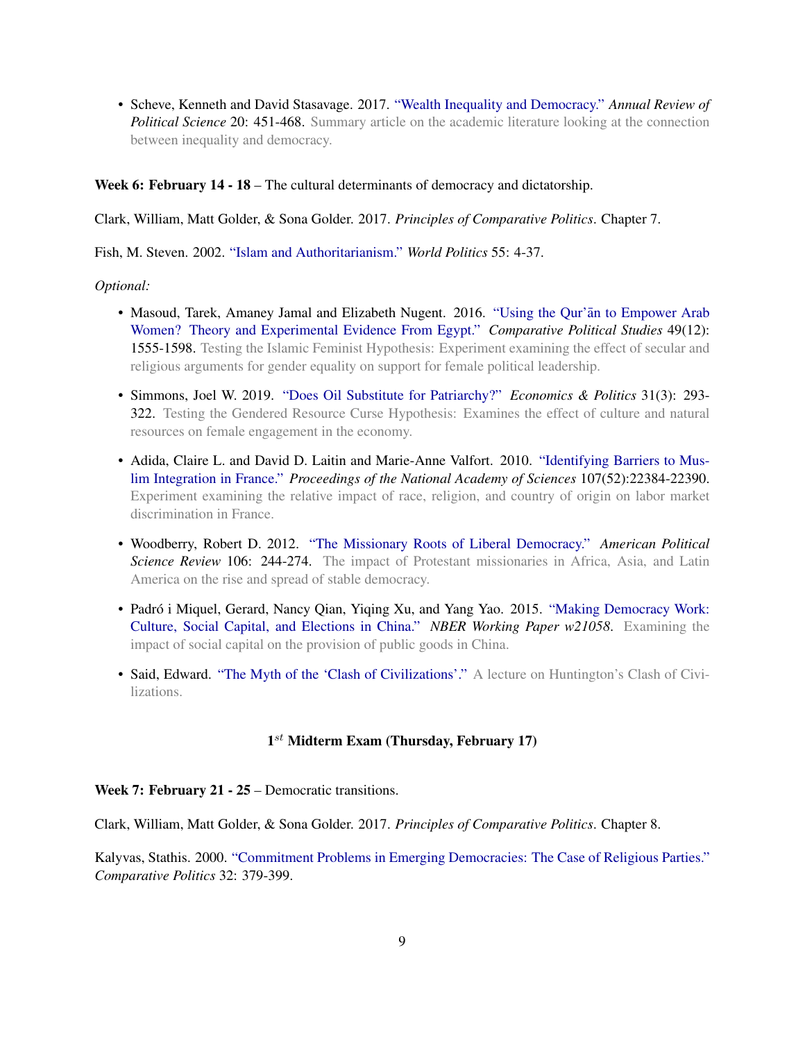- Scheve, Kenneth and David Stasavage. 2017. "Wealth Inequality and Democracy." *Annual Review of Political Science* 20: 451-468. Summary article on the academic literature looking at the connection between inequality and democracy.

**Week 6: February 14 - 18** – The cultural determinants of democracy and dictatorship.

Clark, William, Matt Golder, & Sona Golder. 2017. *Principles of Comparative Politics*. Chapter 7.

Fish, M. Steven. 2002. "Islam and Authoritarianism." *World Politics* 55: 4-37.

*Optional:*

- Masoud, Tarek, Amaney Jamal and Elizabeth Nugent. 2016. "Using the Qur'ān to Empower Arab Women? Theory and Experimental Evidence From Egypt." *Comparative Political Studies* 49(12): 1555-1598. Testing the Islamic Feminist Hypothesis: Experiment examining the effect of secular and religious arguments for gender equality on support for female political leadership.
- Simmons, Joel W. 2019. "Does Oil Substitute for Patriarchy?" *Economics & Politics* 31(3): 293-322. Testing the Gendered Resource Curse Hypothesis: Examines the effect of culture and natural resources on female engagement in the economy.
- Adida, Claire L. and David D. Laitin and Marie-Anne Valfort. 2010. "Identifying Barriers to Muslim Integration in France." *Proceedings of the National Academy of Sciences* 107(52):22384-22390. Experiment examining the relative impact of race, religion, and country of origin on labor market discrimination in France.
- Woodberry, Robert D. 2012. "The Missionary Roots of Liberal Democracy." *American Political Science Review* 106: 244-274. The impact of Protestant missionaries in Africa, Asia, and Latin America on the rise and spread of stable democracy.
- Padró i Miquel, Gerard, Nancy Qian, Yiqing Xu, and Yang Yao. 2015. "Making Democracy Work: Culture, Social Capital, and Elections in China." *NBER Working Paper w21058*. Examining the impact of social capital on the provision of public goods in China.
- Said, Edward. "The Myth of the 'Clash of Civilizations'." A lecture on Huntington's Clash of Civilizations.

**1st Midterm Exam (Thursday, February 17)**

**Week 7: February 21 - 25** – Democratic transitions.

Clark, William, Matt Golder, & Sona Golder. 2017. *Principles of Comparative Politics*. Chapter 8.

Kalyvas, Stathis. 2000. "Commitment Problems in Emerging Democracies: The Case of Religious Parties." *Comparative Politics* 32: 379-399.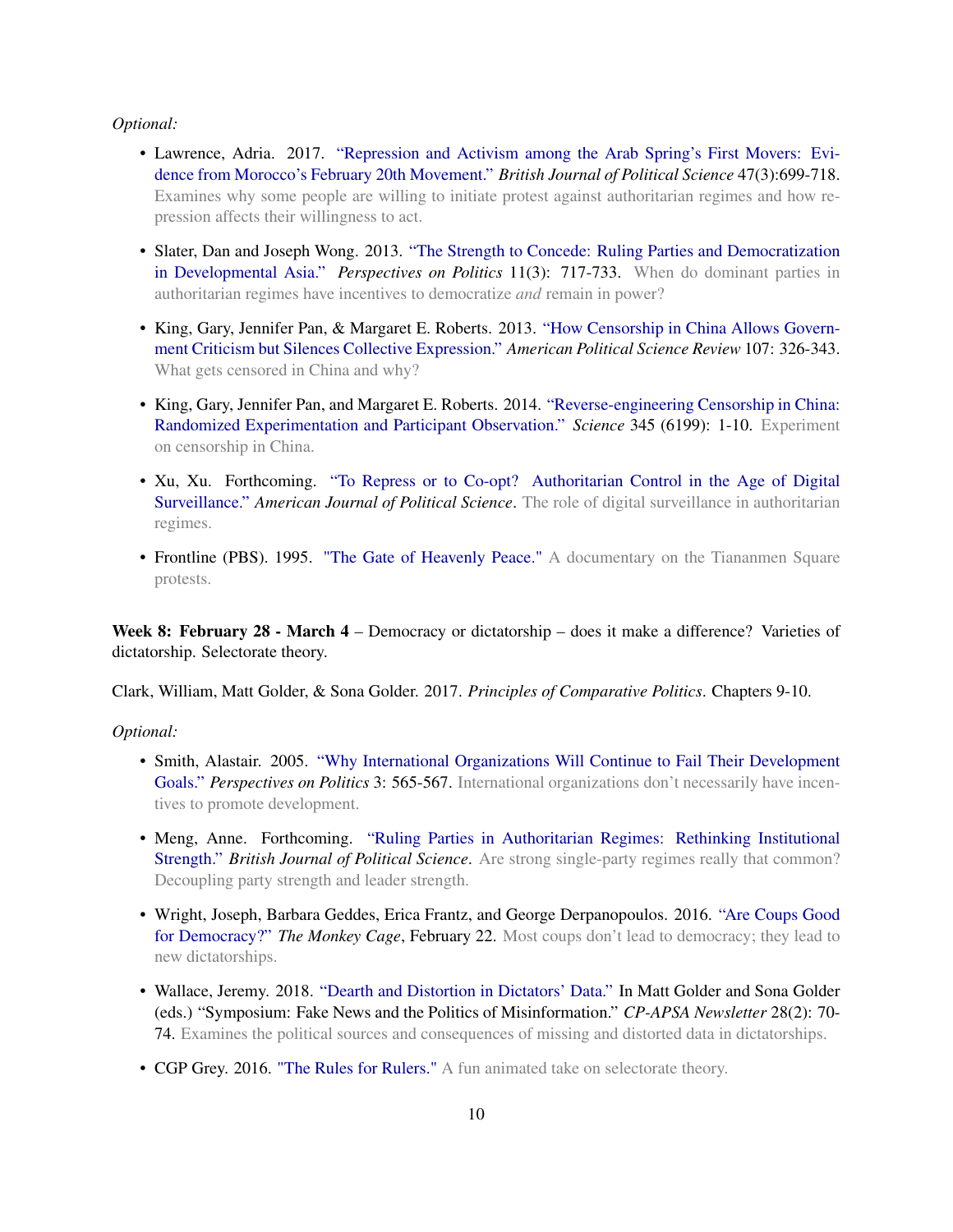*Optional:*

- Lawrence, Adria. 2017. "Repression and Activism among the Arab Spring's First Movers: Evidence from Morocco's February 20th Movement." *British Journal of Political Science* 47(3):699-718. Examines why some people are willing to initiate protest against authoritarian regimes and how repression affects their willingness to act.

- Slater, Dan and Joseph Wong. 2013. "The Strength to Concede: Ruling Parties and Democratization in Developmental Asia." *Perspectives on Politics* 11(3): 717-733. When do dominant parties in authoritarian regimes have incentives to democratize *and* remain in power?

- King, Gary, Jennifer Pan, & Margaret E. Roberts. 2013. "How Censorship in China Allows Government Criticism but Silences Collective Expression." *American Political Science Review* 107: 326-343. What gets censored in China and why?

- King, Gary, Jennifer Pan, and Margaret E. Roberts. 2014. "Reverse-engineering Censorship in China: Randomized Experimentation and Participant Observation." *Science* 345 (6199): 1-10. Experiment on censorship in China.

- Xu, Xu. Forthcoming. "To Repress or to Co-opt? Authoritarian Control in the Age of Digital Surveillance." *American Journal of Political Science*. The role of digital surveillance in authoritarian regimes.

- Frontline (PBS). 1995. "The Gate of Heavenly Peace." A documentary on the Tiananmen Square protests.

**Week 8: February 28 - March 4** – Democracy or dictatorship – does it make a difference? Varieties of dictatorship. Selectorate theory.

Clark, William, Matt Golder, & Sona Golder. 2017. *Principles of Comparative Politics*. Chapters 9-10.

*Optional:*

- Smith, Alastair. 2005. "Why International Organizations Will Continue to Fail Their Development Goals." *Perspectives on Politics* 3: 565-567. International organizations don't necessarily have incentives to promote development.

- Meng, Anne. Forthcoming. "Ruling Parties in Authoritarian Regimes: Rethinking Institutional Strength." *British Journal of Political Science*. Are strong single-party regimes really that common? Decoupling party strength and leader strength.

- Wright, Joseph, Barbara Geddes, Erica Frantz, and George Derpanopoulos. 2016. "Are Coups Good for Democracy?" *The Monkey Cage*, February 22. Most coups don't lead to democracy; they lead to new dictatorships.

- Wallace, Jeremy. 2018. "Dearth and Distortion in Dictators' Data." In Matt Golder and Sona Golder (eds.) "Symposium: Fake News and the Politics of Misinformation." *CP-APSA Newsletter* 28(2): 70-74. Examines the political sources and consequences of missing and distorted data in dictatorships.

- CGP Grey. 2016. "The Rules for Rulers." A fun animated take on selectorate theory.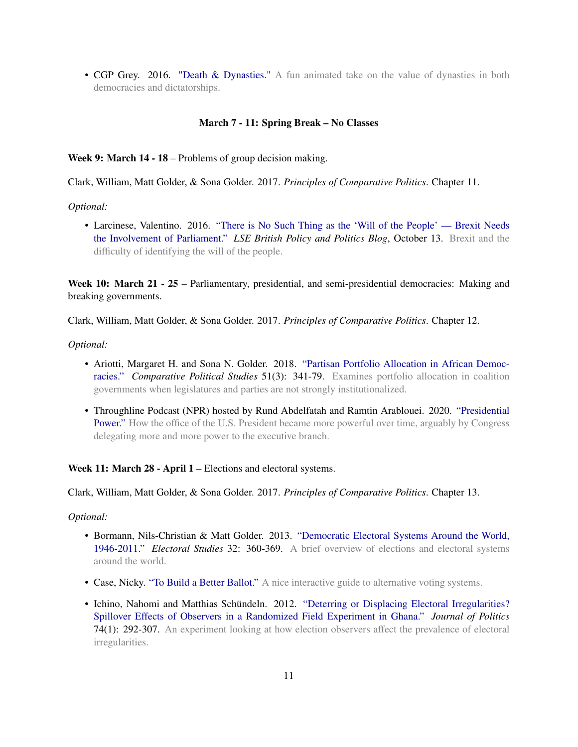- CGP Grey. 2016. "Death & Dynasties." A fun animated take on the value of dynasties in both democracies and dictatorships.

**March 7 - 11: Spring Break – No Classes**

**Week 9: March 14 - 18** – Problems of group decision making.

Clark, William, Matt Golder, & Sona Golder. 2017. *Principles of Comparative Politics*. Chapter 11.

*Optional:*

- Larcinese, Valentino. 2016. "There is No Such Thing as the 'Will of the People' — Brexit Needs the Involvement of Parliament." *LSE British Policy and Politics Blog*, October 13. Brexit and the difficulty of identifying the will of the people.

**Week 10: March 21 - 25** – Parliamentary, presidential, and semi-presidential democracies: Making and breaking governments.

Clark, William, Matt Golder, & Sona Golder. 2017. *Principles of Comparative Politics*. Chapter 12.

*Optional:*

- Ariotti, Margaret H. and Sona N. Golder. 2018. "Partisan Portfolio Allocation in African Democracies." *Comparative Political Studies* 51(3): 341-79. Examines portfolio allocation in coalition governments when legislatures and parties are not strongly institutionalized.
- Throughline Podcast (NPR) hosted by Rund Abdelfatah and Ramtin Arablouei. 2020. "Presidential Power." How the office of the U.S. President became more powerful over time, arguably by Congress delegating more and more power to the executive branch.

**Week 11: March 28 - April 1** – Elections and electoral systems.

Clark, William, Matt Golder, & Sona Golder. 2017. *Principles of Comparative Politics*. Chapter 13.

*Optional:*

- Bormann, Nils-Christian & Matt Golder. 2013. "Democratic Electoral Systems Around the World, 1946-2011." *Electoral Studies* 32: 360-369. A brief overview of elections and electoral systems around the world.
- Case, Nicky. "To Build a Better Ballot." A nice interactive guide to alternative voting systems.
- Ichino, Nahomi and Matthias Schündeln. 2012. "Deterring or Displacing Electoral Irregularities? Spillover Effects of Observers in a Randomized Field Experiment in Ghana." *Journal of Politics* 74(1): 292-307. An experiment looking at how election observers affect the prevalence of electoral irregularities.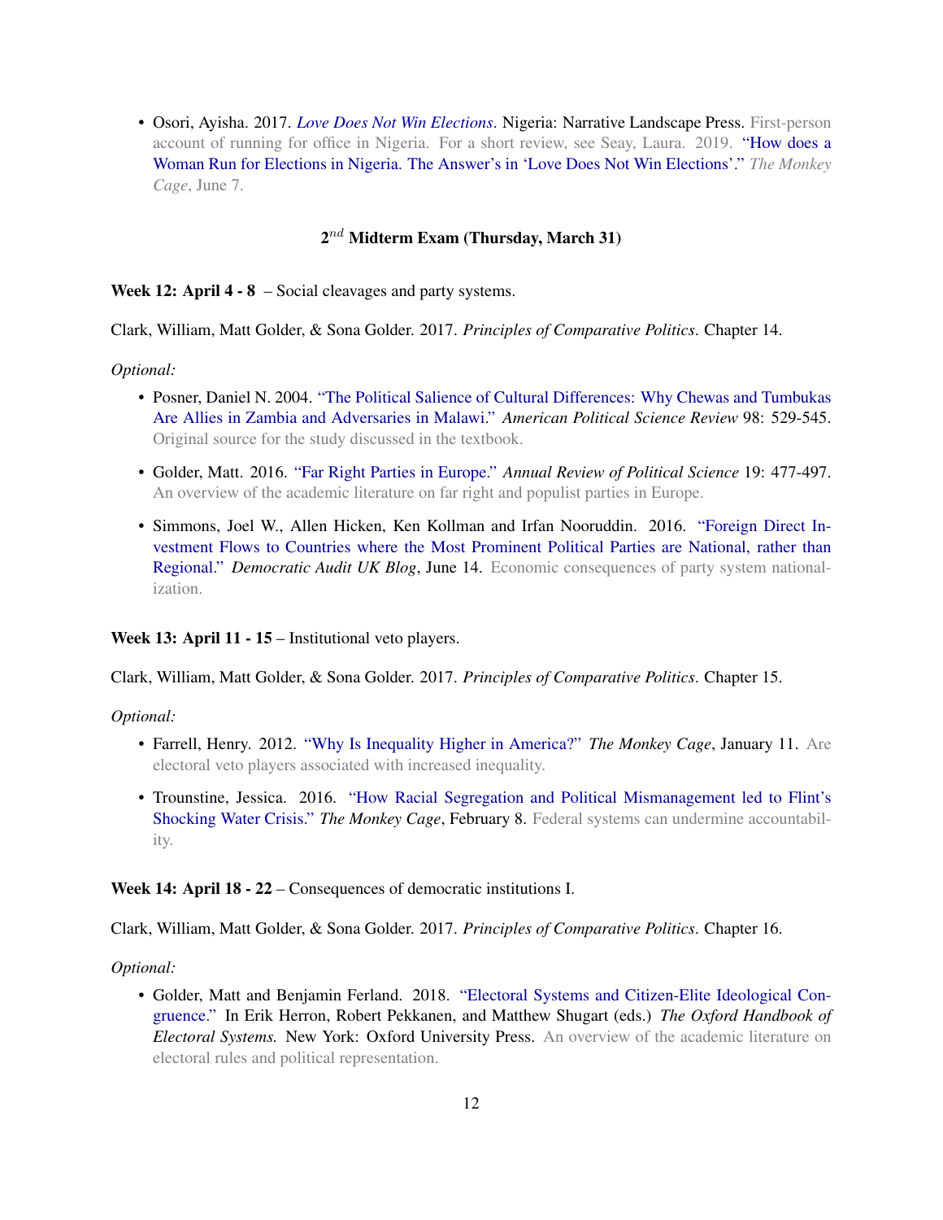- Osori, Ayisha. 2017. *Love Does Not Win Elections*. Nigeria: Narrative Landscape Press. First-person account of running for office in Nigeria. For a short review, see Seay, Laura. 2019. "How does a Woman Run for Elections in Nigeria. The Answer's in 'Love Does Not Win Elections'." *The Monkey Cage*, June 7.

**2$^{nd}$ Midterm Exam (Thursday, March 31)**

**Week 12: April 4 - 8** – Social cleavages and party systems.

Clark, William, Matt Golder, & Sona Golder. 2017. *Principles of Comparative Politics*. Chapter 14.

*Optional:*

- Posner, Daniel N. 2004. "The Political Salience of Cultural Differences: Why Chewas and Tumbukas Are Allies in Zambia and Adversaries in Malawi." *American Political Science Review* 98: 529-545. Original source for the study discussed in the textbook.
- Golder, Matt. 2016. "Far Right Parties in Europe." *Annual Review of Political Science* 19: 477-497. An overview of the academic literature on far right and populist parties in Europe.
- Simmons, Joel W., Allen Hicken, Ken Kollman and Irfan Nooruddin. 2016. "Foreign Direct Investment Flows to Countries where the Most Prominent Political Parties are National, rather than Regional." *Democratic Audit UK Blog*, June 14. Economic consequences of party system nationalization.

**Week 13: April 11 - 15** – Institutional veto players.

Clark, William, Matt Golder, & Sona Golder. 2017. *Principles of Comparative Politics*. Chapter 15.

*Optional:*

- Farrell, Henry. 2012. "Why Is Inequality Higher in America?" *The Monkey Cage*, January 11. Are electoral veto players associated with increased inequality.
- Trounstine, Jessica. 2016. "How Racial Segregation and Political Mismanagement led to Flint's Shocking Water Crisis." *The Monkey Cage*, February 8. Federal systems can undermine accountability.

**Week 14: April 18 - 22** – Consequences of democratic institutions I.

Clark, William, Matt Golder, & Sona Golder. 2017. *Principles of Comparative Politics*. Chapter 16.

*Optional:*

- Golder, Matt and Benjamin Ferland. 2018. "Electoral Systems and Citizen-Elite Ideological Congruence." In Erik Herron, Robert Pekkanen, and Matthew Shugart (eds.) *The Oxford Handbook of Electoral Systems.* New York: Oxford University Press. An overview of the academic literature on electoral rules and political representation.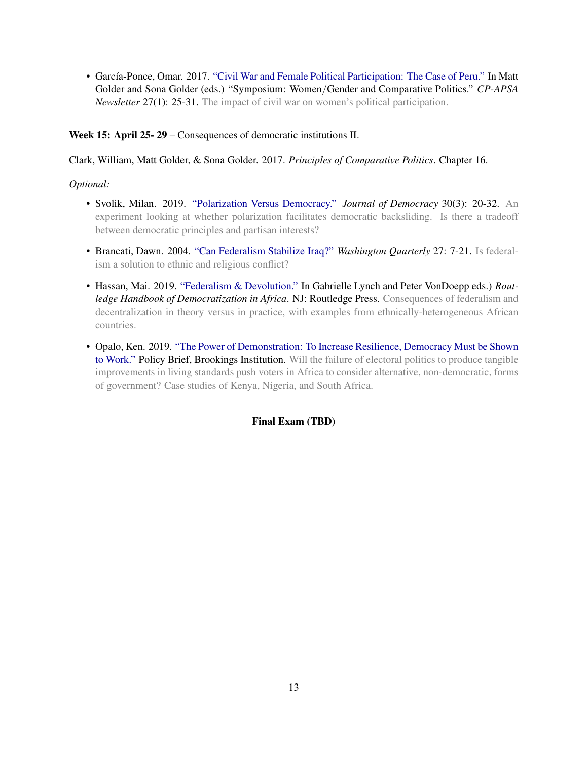- García-Ponce, Omar. 2017. "Civil War and Female Political Participation: The Case of Peru." In Matt Golder and Sona Golder (eds.) "Symposium: Women/Gender and Comparative Politics." *CP-APSA Newsletter* 27(1): 25-31. The impact of civil war on women's political participation.

**Week 15: April 25- 29** – Consequences of democratic institutions II.

Clark, William, Matt Golder, & Sona Golder. 2017. *Principles of Comparative Politics*. Chapter 16.

*Optional:*

- Svolik, Milan. 2019. "Polarization Versus Democracy." *Journal of Democracy* 30(3): 20-32. An experiment looking at whether polarization facilitates democratic backsliding. Is there a tradeoff between democratic principles and partisan interests?
- Brancati, Dawn. 2004. "Can Federalism Stabilize Iraq?" *Washington Quarterly* 27: 7-21. Is federalism a solution to ethnic and religious conflict?
- Hassan, Mai. 2019. "Federalism & Devolution." In Gabrielle Lynch and Peter VonDoepp eds.) *Routledge Handbook of Democratization in Africa*. NJ: Routledge Press. Consequences of federalism and decentralization in theory versus in practice, with examples from ethnically-heterogeneous African countries.
- Opalo, Ken. 2019. "The Power of Demonstration: To Increase Resilience, Democracy Must be Shown to Work." Policy Brief, Brookings Institution. Will the failure of electoral politics to produce tangible improvements in living standards push voters in Africa to consider alternative, non-democratic, forms of government? Case studies of Kenya, Nigeria, and South Africa.

**Final Exam (TBD)**